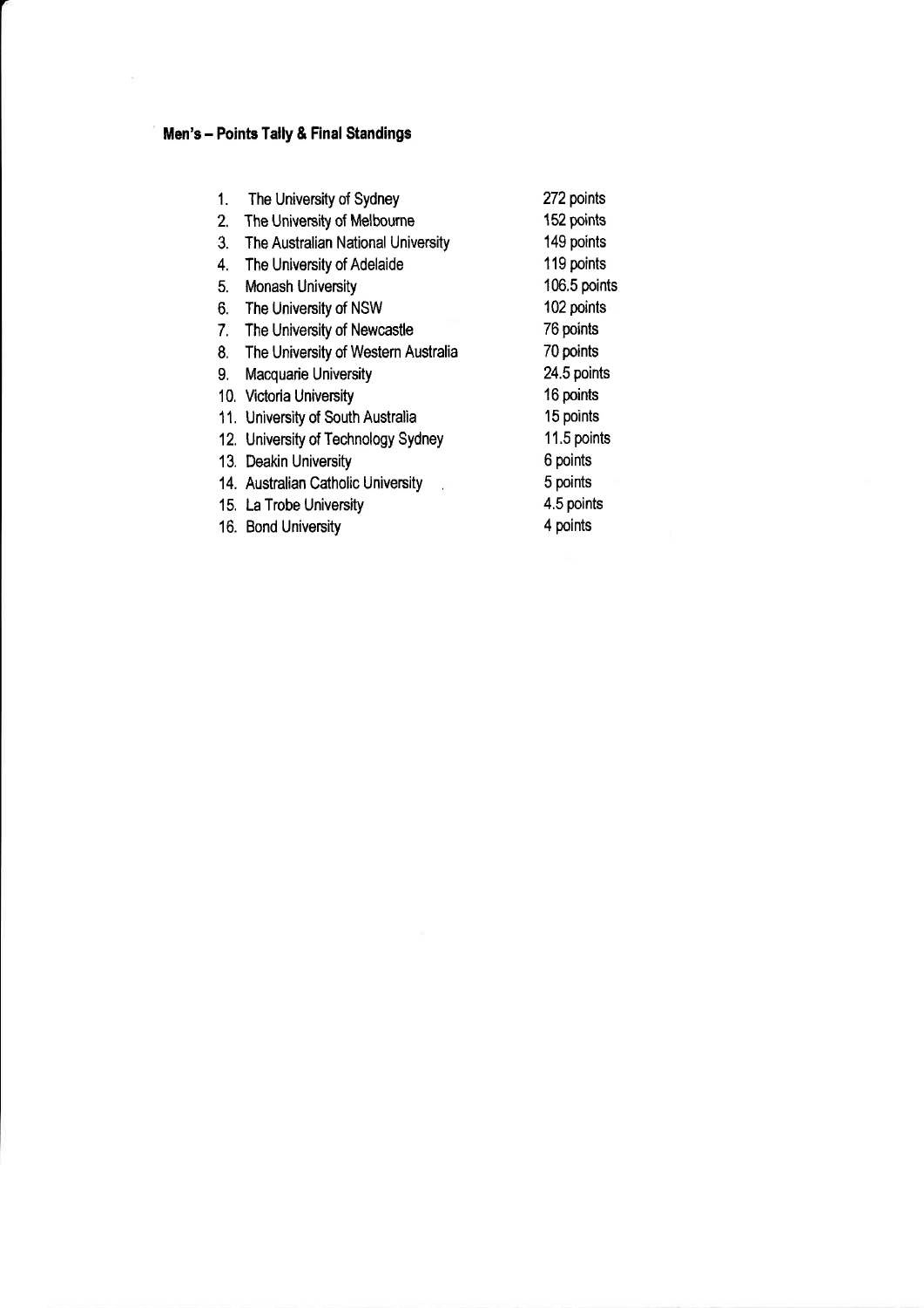## Men's – Points Tally & Final Standings

| Rank | University | Points |
|---|---|---|
| 1. | The University of Sydney | 272 points |
| 2. | The University of Melbourne | 152 points |
| 3. | The Australian National University | 149 points |
| 4. | The University of Adelaide | 119 points |
| 5. | Monash University | 106.5 points |
| 6. | The University of NSW | 102 points |
| 7. | The University of Newcastle | 76 points |
| 8. | The University of Western Australia | 70 points |
| 9. | Macquarie University | 24.5 points |
| 10. | Victoria University | 16 points |
| 11. | University of South Australia | 15 points |
| 12. | University of Technology Sydney | 11.5 points |
| 13. | Deakin University | 6 points |
| 14. | Australian Catholic University | 5 points |
| 15. | La Trobe University | 4.5 points |
| 16. | Bond University | 4 points |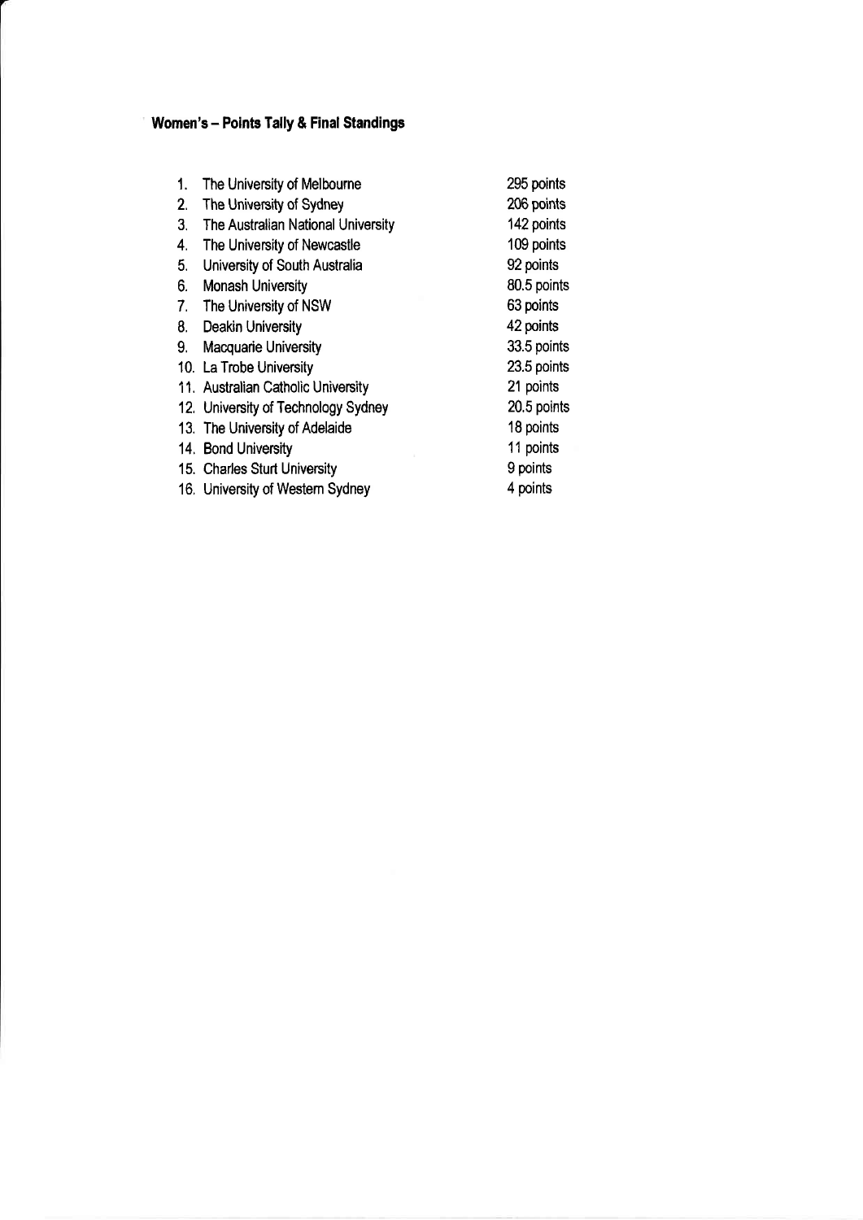## Women's – Points Tally & Final Standings

| | University | Points |
|---|---|---|
| 1. | The University of Melbourne | 295 points |
| 2. | The University of Sydney | 206 points |
| 3. | The Australian National University | 142 points |
| 4. | The University of Newcastle | 109 points |
| 5. | University of South Australia | 92 points |
| 6. | Monash University | 80.5 points |
| 7. | The University of NSW | 63 points |
| 8. | Deakin University | 42 points |
| 9. | Macquarie University | 33.5 points |
| 10. | La Trobe University | 23.5 points |
| 11. | Australian Catholic University | 21 points |
| 12. | University of Technology Sydney | 20.5 points |
| 13. | The University of Adelaide | 18 points |
| 14. | Bond University | 11 points |
| 15. | Charles Sturt University | 9 points |
| 16. | University of Western Sydney | 4 points |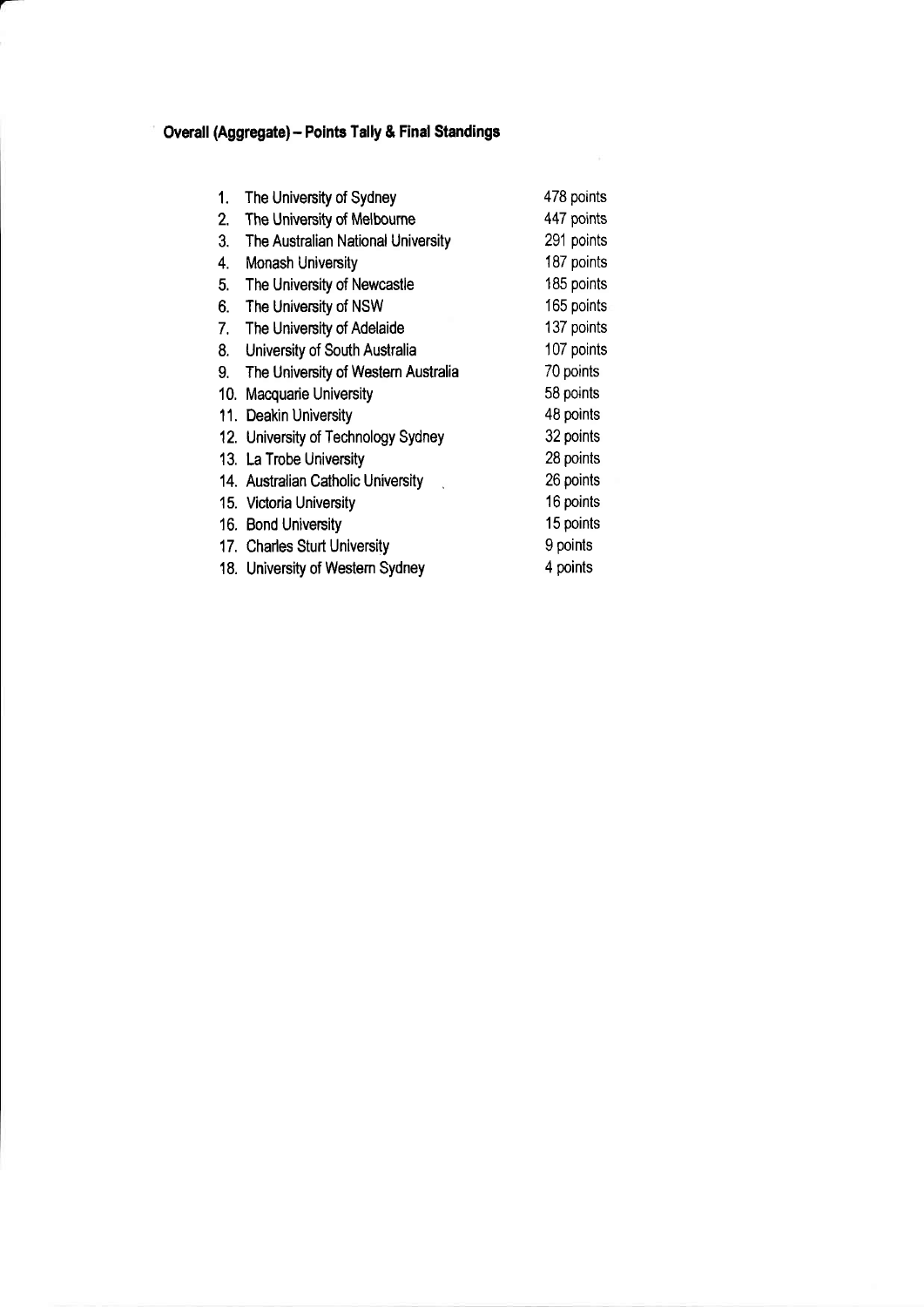## Overall (Aggregate) – Points Tally & Final Standings

1. The University of Sydney 478 points
2. The University of Melbourne 447 points
3. The Australian National University 291 points
4. Monash University 187 points
5. The University of Newcastle 185 points
6. The University of NSW 165 points
7. The University of Adelaide 137 points
8. University of South Australia 107 points
9. The University of Western Australia 70 points
10. Macquarie University 58 points
11. Deakin University 48 points
12. University of Technology Sydney 32 points
13. La Trobe University 28 points
14. Australian Catholic University 26 points
15. Victoria University 16 points
16. Bond University 15 points
17. Charles Sturt University 9 points
18. University of Western Sydney 4 points